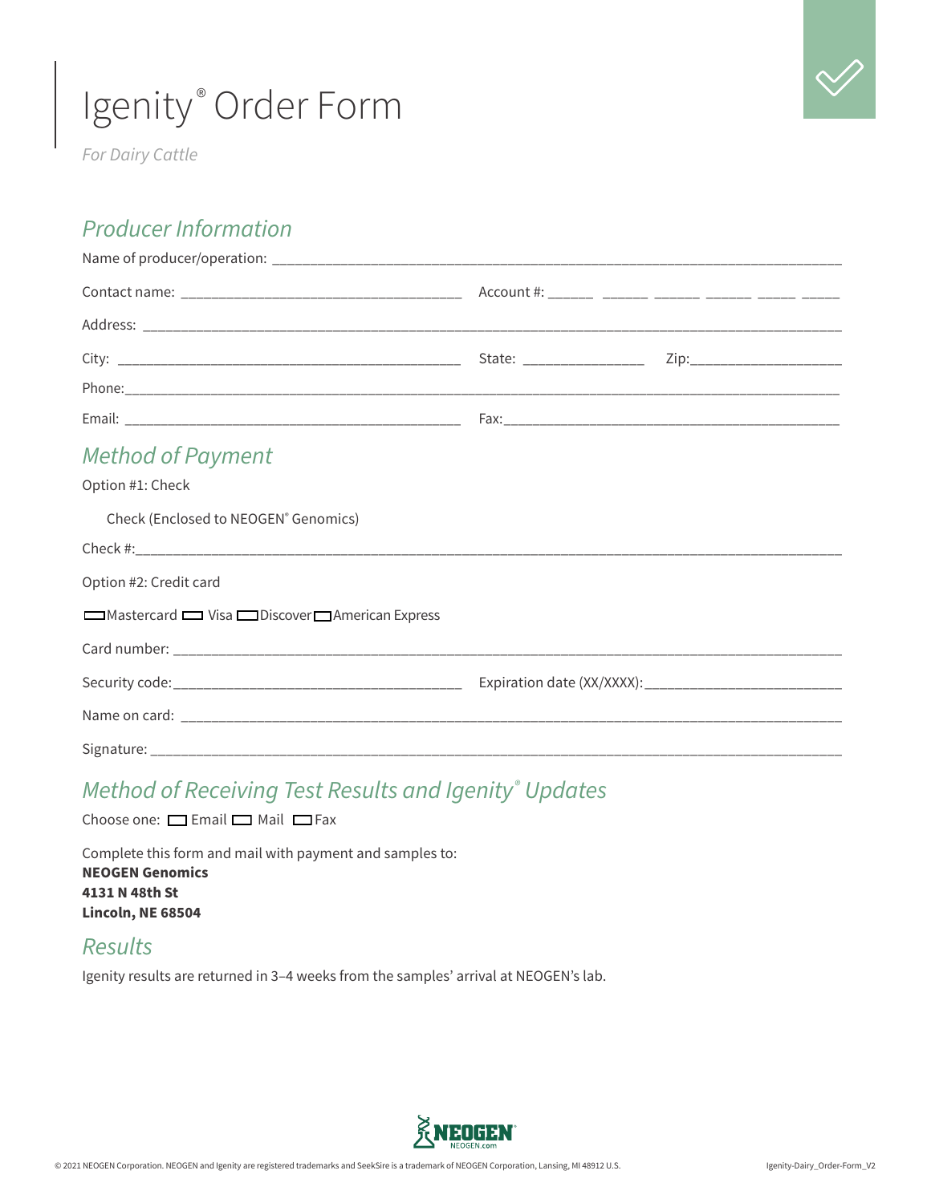# Igenity® Order Form

*For Dairy Cattle*

## *Producer Information*

Name of producer/operation: ____________________________________________

Contact name: ______________________________ Account #: ______ ______ ______ ______ _____ _____

Address: ____________________________________________

City: ______________________________ State: _______________ Zip: ___________________

Phone: ____________________________________________

Email: ______________________________ Fax: ______________________________

## *Method of Payment*

Option #1: Check

Check (Enclosed to NEOGEN® Genomics)

Check #: ____________________________________________

Option #2: Credit card

☐ Mastercard ☐ Visa ☐ Discover ☐ American Express

Card number: ____________________________________________

Security code: ______________________________ Expiration date (XX/XXXX): ______________________________

Name on card: ____________________________________________

Signature: ____________________________________________

## *Method of Receiving Test Results and Igenity® Updates*

Choose one: ☐ Email ☐ Mail ☐ Fax

Complete this form and mail with payment and samples to:
**NEOGEN Genomics**
**4131 N 48th St**
**Lincoln, NE 68504**

## *Results*

Igenity results are returned in 3–4 weeks from the samples' arrival at NEOGEN's lab.

© 2021 NEOGEN Corporation. NEOGEN and Igenity are registered trademarks and SeekSire is a trademark of NEOGEN Corporation, Lansing, MI 48912 U.S.

Igenity-Dairy_Order-Form_V2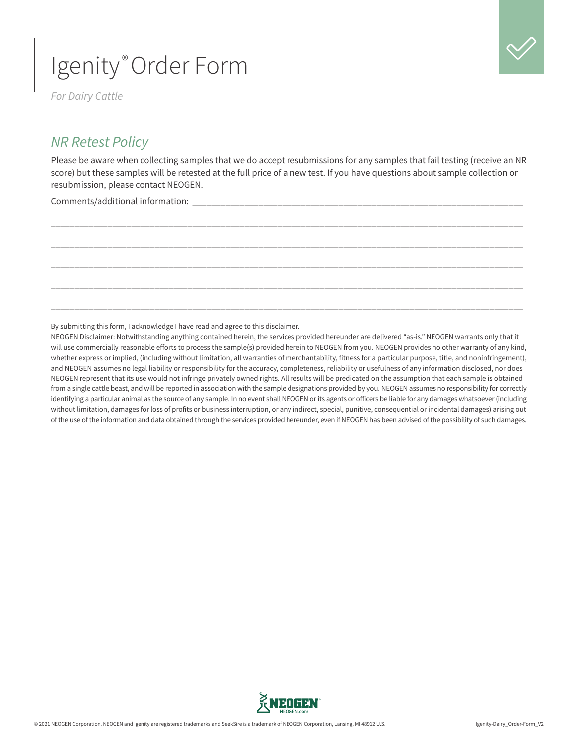# Igenity® Order Form

*For Dairy Cattle*

## *NR Retest Policy*

Please be aware when collecting samples that we do accept resubmissions for any samples that fail testing (receive an NR score) but these samples will be retested at the full price of a new test. If you have questions about sample collection or resubmission, please contact NEOGEN.

Comments/additional information: ___________________________________________________________________________

___________________________________________________________________________________________________

___________________________________________________________________________________________________

___________________________________________________________________________________________________

___________________________________________________________________________________________________

___________________________________________________________________________________________________

By submitting this form, I acknowledge I have read and agree to this disclaimer.

NEOGEN Disclaimer: Notwithstanding anything contained herein, the services provided hereunder are delivered "as-is." NEOGEN warrants only that it will use commercially reasonable efforts to process the sample(s) provided herein to NEOGEN from you. NEOGEN provides no other warranty of any kind, whether express or implied, (including without limitation, all warranties of merchantability, fitness for a particular purpose, title, and noninfringement), and NEOGEN assumes no legal liability or responsibility for the accuracy, completeness, reliability or usefulness of any information disclosed, nor does NEOGEN represent that its use would not infringe privately owned rights. All results will be predicated on the assumption that each sample is obtained from a single cattle beast, and will be reported in association with the sample designations provided by you. NEOGEN assumes no responsibility for correctly identifying a particular animal as the source of any sample. In no event shall NEOGEN or its agents or officers be liable for any damages whatsoever (including without limitation, damages for loss of profits or business interruption, or any indirect, special, punitive, consequential or incidental damages) arising out of the use of the information and data obtained through the services provided hereunder, even if NEOGEN has been advised of the possibility of such damages.

NEOGEN
NEOGEN.com

© 2021 NEOGEN Corporation. NEOGEN and Igenity are registered trademarks and SeekSire is a trademark of NEOGEN Corporation, Lansing, MI 48912 U.S.

Igenity-Dairy_Order-Form_V2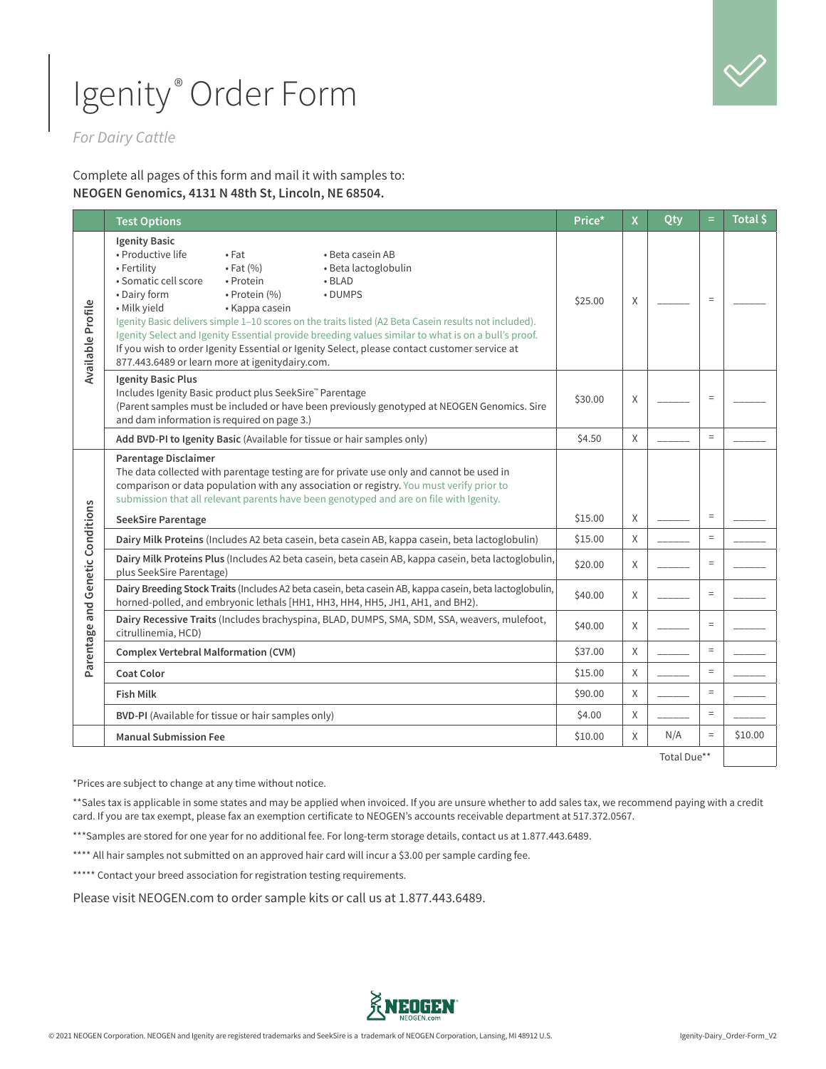# Igenity® Order Form

*For Dairy Cattle*

Complete all pages of this form and mail it with samples to:
**NEOGEN Genomics, 4131 N 48th St, Lincoln, NE 68504.**

| | Test Options | Price* | X | Qty | = | Total $ |
|---|---|---|---|---|---|---|
| Available Profile | **Igenity Basic**<br>• Productive life • Fertility • Somatic cell score • Dairy form • Milk yield • Fat • Fat (%) • Protein • Protein (%) • Kappa casein • Beta casein AB • Beta lactoglobulin • BLAD • DUMPS<br>Igenity Basic delivers simple 1–10 scores on the traits listed (A2 Beta Casein results not included). Igenity Select and Igenity Essential provide breeding values similar to what is on a bull's proof. If you wish to order Igenity Essential or Igenity Select, please contact customer service at 877.443.6489 or learn more at igenitydairy.com. | $25.00 | X | ______ | = | ______ |
| | **Igenity Basic Plus**<br>Includes Igenity Basic product plus SeekSire™ Parentage<br>(Parent samples must be included or have been previously genotyped at NEOGEN Genomics. Sire and dam information is required on page 3.) | $30.00 | X | ______ | = | ______ |
| | **Add BVD-PI to Igenity Basic** (Available for tissue or hair samples only) | $4.50 | X | ______ | = | ______ |
| Parentage and Genetic Conditions | **Parentage Disclaimer**<br>The data collected with parentage testing are for private use only and cannot be used in comparison or data population with any association or registry. You must verify prior to submission that all relevant parents have been genotyped and are on file with Igenity.<br>**SeekSire Parentage** | $15.00 | X | ______ | = | ______ |
| | **Dairy Milk Proteins** (Includes A2 beta casein, beta casein AB, kappa casein, beta lactoglobulin) | $15.00 | X | ______ | = | ______ |
| | **Dairy Milk Proteins Plus** (Includes A2 beta casein, beta casein AB, kappa casein, beta lactoglobulin, plus SeekSire Parentage) | $20.00 | X | ______ | = | ______ |
| | **Dairy Breeding Stock Traits** (Includes A2 beta casein, beta casein AB, kappa casein, beta lactoglobulin, horned-polled, and embryonic lethals [HH1, HH3, HH4, HH5, JH1, AH1, and BH2). | $40.00 | X | ______ | = | ______ |
| | **Dairy Recessive Traits** (Includes brachyspina, BLAD, DUMPS, SMA, SDM, SSA, weavers, mulefoot, citrullinemia, HCD) | $40.00 | X | ______ | = | ______ |
| | **Complex Vertebral Malformation (CVM)** | $37.00 | X | ______ | = | ______ |
| | **Coat Color** | $15.00 | X | ______ | = | ______ |
| | **Fish Milk** | $90.00 | X | ______ | = | ______ |
| | **BVD-PI** (Available for tissue or hair samples only) | $4.00 | X | ______ | = | ______ |
| | **Manual Submission Fee** | $10.00 | X | N/A | = | $10.00 |
| | | | | Total Due** | | |

*Prices are subject to change at any time without notice.

**Sales tax is applicable in some states and may be applied when invoiced. If you are unsure whether to add sales tax, we recommend paying with a credit card. If you are tax exempt, please fax an exemption certificate to NEOGEN's accounts receivable department at 517.372.0567.

***Samples are stored for one year for no additional fee. For long-term storage details, contact us at 1.877.443.6489.

**** All hair samples not submitted on an approved hair card will incur a $3.00 per sample carding fee.

***** Contact your breed association for registration testing requirements.

Please visit NEOGEN.com to order sample kits or call us at 1.877.443.6489.

© 2021 NEOGEN Corporation. NEOGEN and Igenity are registered trademarks and SeekSire is a trademark of NEOGEN Corporation, Lansing, MI 48912 U.S.

Igenity-Dairy_Order-Form_V2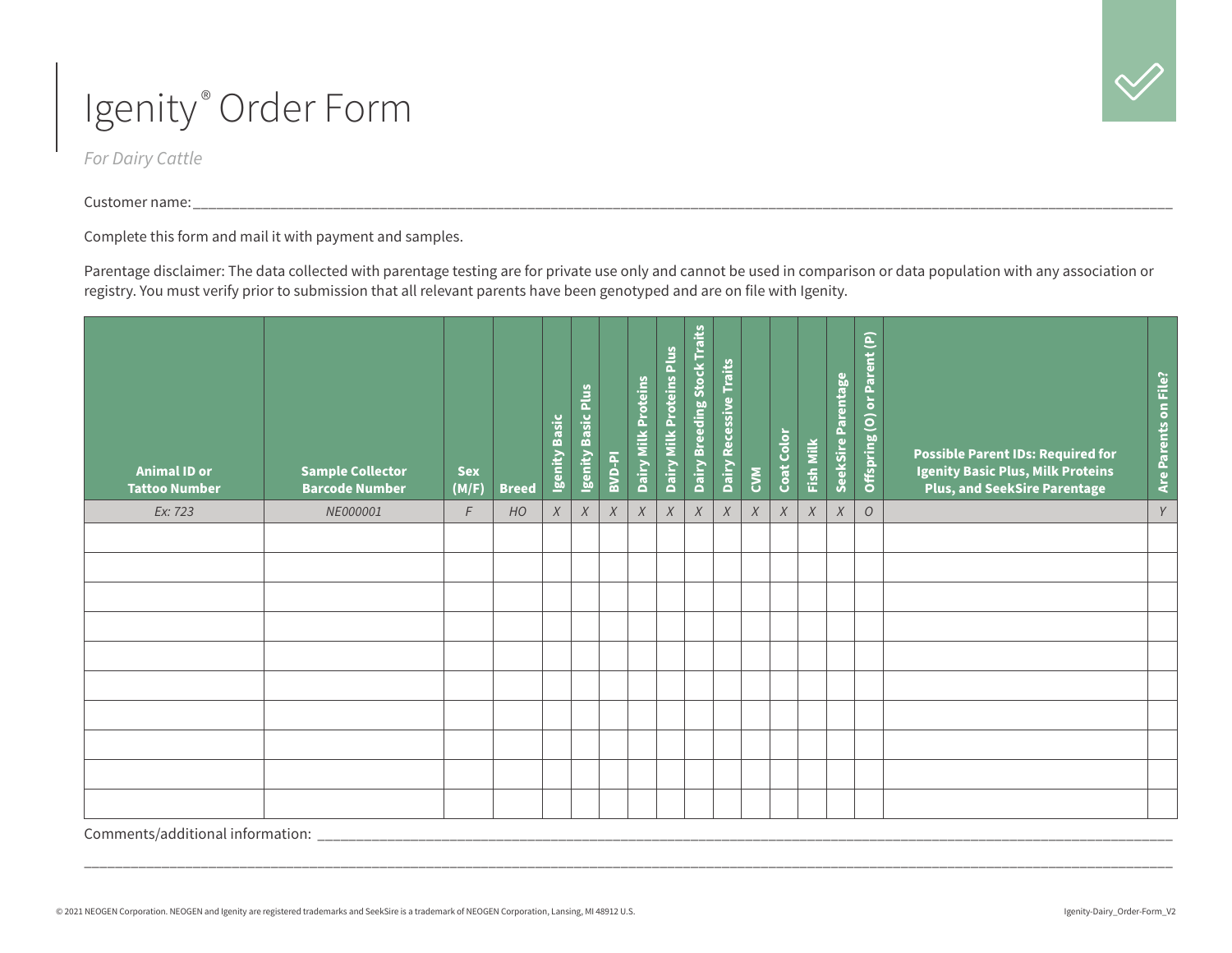# Igenity® Order Form

*For Dairy Cattle*

Customer name: ___________________________________________

Complete this form and mail it with payment and samples.

Parentage disclaimer: The data collected with parentage testing are for private use only and cannot be used in comparison or data population with any association or registry. You must verify prior to submission that all relevant parents have been genotyped and are on file with Igenity.

| Animal ID or Tattoo Number | Sample Collector Barcode Number | Sex (M/F) | Breed | Igenity Basic | Igenity Basic Plus | BVD-PI | Dairy Milk Proteins | Dairy Milk Proteins Plus | Dairy Breeding Stock Traits | Dairy Recessive Traits | CVM | Coat Color | Fish Milk | SeekSire Parentage | Offspring (O) or Parent (P) | Possible Parent IDs: Required for Igenity Basic Plus, Milk Proteins Plus, and SeekSire Parentage | Are Parents on File? |
|---|---|---|---|---|---|---|---|---|---|---|---|---|---|---|---|---|---|
| *Ex: 723* | *NE000001* | *F* | *HO* | *X* | *X* | *X* | *X* | *X* | *X* | *X* | *X* | *X* | *X* | *X* | *O* | | *Y* |
| | | | | | | | | | | | | | | | | | |
| | | | | | | | | | | | | | | | | | |
| | | | | | | | | | | | | | | | | | |
| | | | | | | | | | | | | | | | | | |
| | | | | | | | | | | | | | | | | | |
| | | | | | | | | | | | | | | | | | |
| | | | | | | | | | | | | | | | | | |
| | | | | | | | | | | | | | | | | | |
| | | | | | | | | | | | | | | | | | |
| | | | | | | | | | | | | | | | | | |

Comments/additional information: ___________________________________________

___________________________________________

© 2021 NEOGEN Corporation. NEOGEN and Igenity are registered trademarks and SeekSire is a trademark of NEOGEN Corporation, Lansing, MI 48912 U.S.

Igenity-Dairy_Order-Form_V2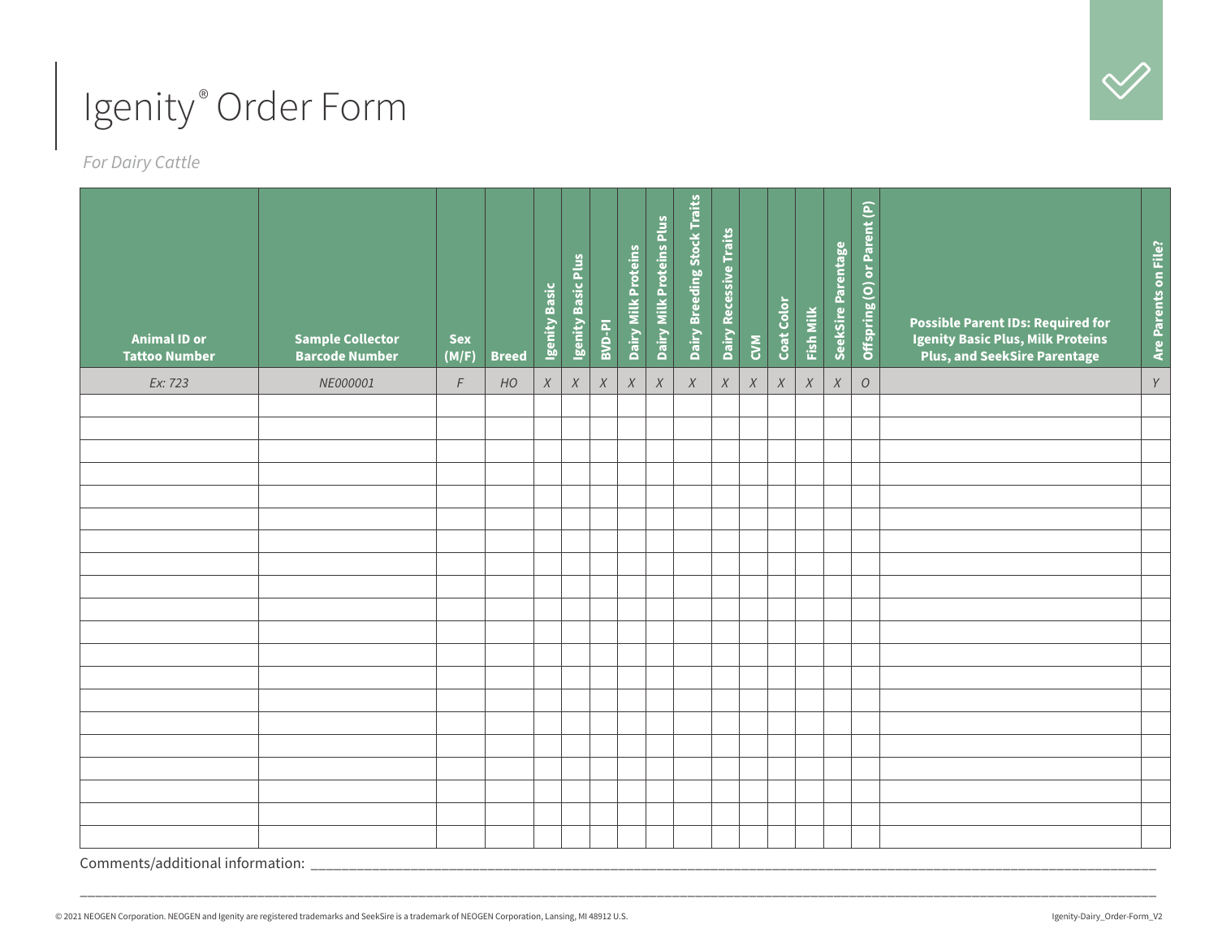# Igenity® Order Form

*For Dairy Cattle*

| Animal ID or Tattoo Number | Sample Collector Barcode Number | Sex (M/F) | Breed | Igenity Basic | Igenity Basic Plus | BVD-PI | Dairy Milk Proteins | Dairy Milk Proteins Plus | Dairy Breeding Stock Traits | Dairy Recessive Traits | CVM | Coat Color | Fish Milk | SeekSire Parentage | Offspring (O) or Parent (P) | Possible Parent IDs: Required for Igenity Basic Plus, Milk Proteins Plus, and SeekSire Parentage | Are Parents on File? |
|---|---|---|---|---|---|---|---|---|---|---|---|---|---|---|---|---|---|
| *Ex: 723* | *NE000001* | *F* | *HO* | *X* | *X* | *X* | *X* | *X* | *X* | *X* | *X* | *X* | *X* | *X* | *O* | | *Y* |
| | | | | | | | | | | | | | | | | | |
| | | | | | | | | | | | | | | | | | |
| | | | | | | | | | | | | | | | | | |
| | | | | | | | | | | | | | | | | | |
| | | | | | | | | | | | | | | | | | |
| | | | | | | | | | | | | | | | | | |
| | | | | | | | | | | | | | | | | | |
| | | | | | | | | | | | | | | | | | |
| | | | | | | | | | | | | | | | | | |
| | | | | | | | | | | | | | | | | | |
| | | | | | | | | | | | | | | | | | |
| | | | | | | | | | | | | | | | | | |
| | | | | | | | | | | | | | | | | | |
| | | | | | | | | | | | | | | | | | |
| | | | | | | | | | | | | | | | | | |
| | | | | | | | | | | | | | | | | | |
| | | | | | | | | | | | | | | | | | |
| | | | | | | | | | | | | | | | | | |
| | | | | | | | | | | | | | | | | | |
| | | | | | | | | | | | | | | | | | |

Comments/additional information: ____________________________________________________________

____________________________________________________________

© 2021 NEOGEN Corporation. NEOGEN and Igenity are registered trademarks and SeekSire is a trademark of NEOGEN Corporation, Lansing, MI 48912 U.S.

Igenity-Dairy_Order-Form_V2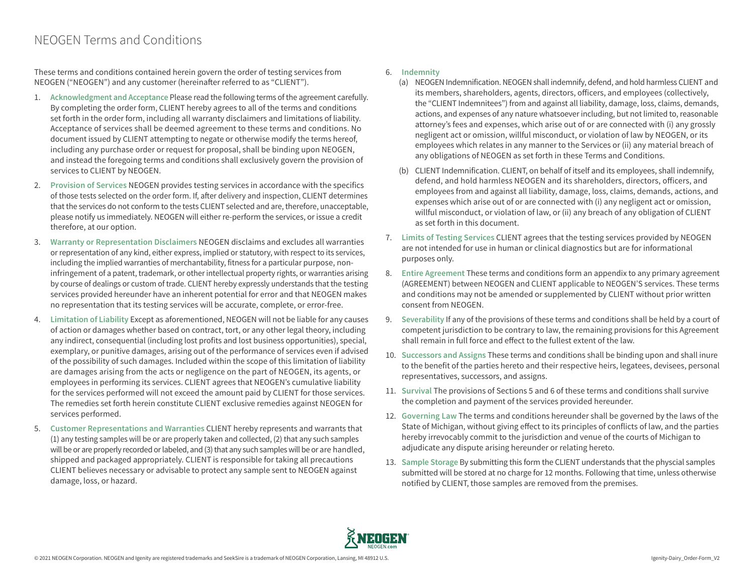# NEOGEN Terms and Conditions

These terms and conditions contained herein govern the order of testing services from NEOGEN ("NEOGEN") and any customer (hereinafter referred to as "CLIENT").

1. **Acknowledgment and Acceptance** Please read the following terms of the agreement carefully. By completing the order form, CLIENT hereby agrees to all of the terms and conditions set forth in the order form, including all warranty disclaimers and limitations of liability. Acceptance of services shall be deemed agreement to these terms and conditions. No document issued by CLIENT attempting to negate or otherwise modify the terms hereof, including any purchase order or request for proposal, shall be binding upon NEOGEN, and instead the foregoing terms and conditions shall exclusively govern the provision of services to CLIENT by NEOGEN.

2. **Provision of Services** NEOGEN provides testing services in accordance with the specifics of those tests selected on the order form. If, after delivery and inspection, CLIENT determines that the services do not conform to the tests CLIENT selected and are, therefore, unacceptable, please notify us immediately. NEOGEN will either re-perform the services, or issue a credit therefore, at our option.

3. **Warranty or Representation Disclaimers** NEOGEN disclaims and excludes all warranties or representation of any kind, either express, implied or statutory, with respect to its services, including the implied warranties of merchantability, fitness for a particular purpose, non-infringement of a patent, trademark, or other intellectual property rights, or warranties arising by course of dealings or custom of trade. CLIENT hereby expressly understands that the testing services provided hereunder have an inherent potential for error and that NEOGEN makes no representation that its testing services will be accurate, complete, or error-free.

4. **Limitation of Liability** Except as aforementioned, NEOGEN will not be liable for any causes of action or damages whether based on contract, tort, or any other legal theory, including any indirect, consequential (including lost profits and lost business opportunities), special, exemplary, or punitive damages, arising out of the performance of services even if advised of the possibility of such damages. Included within the scope of this limitation of liability are damages arising from the acts or negligence on the part of NEOGEN, its agents, or employees in performing its services. CLIENT agrees that NEOGEN's cumulative liability for the services performed will not exceed the amount paid by CLIENT for those services. The remedies set forth herein constitute CLIENT exclusive remedies against NEOGEN for services performed.

5. **Customer Representations and Warranties** CLIENT hereby represents and warrants that (1) any testing samples will be or are properly taken and collected, (2) that any such samples will be or are properly recorded or labeled, and (3) that any such samples will be or are handled, shipped and packaged appropriately. CLIENT is responsible for taking all precautions CLIENT believes necessary or advisable to protect any sample sent to NEOGEN against damage, loss, or hazard.

6. **Indemnity**
   (a) NEOGEN Indemnification. NEOGEN shall indemnify, defend, and hold harmless CLIENT and its members, shareholders, agents, directors, officers, and employees (collectively, the "CLIENT Indemnitees") from and against all liability, damage, loss, claims, demands, actions, and expenses of any nature whatsoever including, but not limited to, reasonable attorney's fees and expenses, which arise out of or are connected with (i) any grossly negligent act or omission, willful misconduct, or violation of law by NEOGEN, or its employees which relates in any manner to the Services or (ii) any material breach of any obligations of NEOGEN as set forth in these Terms and Conditions.

   (b) CLIENT Indemnification. CLIENT, on behalf of itself and its employees, shall indemnify, defend, and hold harmless NEOGEN and its shareholders, directors, officers, and employees from and against all liability, damage, loss, claims, demands, actions, and expenses which arise out of or are connected with (i) any negligent act or omission, willful misconduct, or violation of law, or (ii) any breach of any obligation of CLIENT as set forth in this document.

7. **Limits of Testing Services** CLIENT agrees that the testing services provided by NEOGEN are not intended for use in human or clinical diagnostics but are for informational purposes only.

8. **Entire Agreement** These terms and conditions form an appendix to any primary agreement (AGREEMENT) between NEOGEN and CLIENT applicable to NEOGEN'S services. These terms and conditions may not be amended or supplemented by CLIENT without prior written consent from NEOGEN.

9. **Severability** If any of the provisions of these terms and conditions shall be held by a court of competent jurisdiction to be contrary to law, the remaining provisions for this Agreement shall remain in full force and effect to the fullest extent of the law.

10. **Successors and Assigns** These terms and conditions shall be binding upon and shall inure to the benefit of the parties hereto and their respective heirs, legatees, devisees, personal representatives, successors, and assigns.

11. **Survival** The provisions of Sections 5 and 6 of these terms and conditions shall survive the completion and payment of the services provided hereunder.

12. **Governing Law** The terms and conditions hereunder shall be governed by the laws of the State of Michigan, without giving effect to its principles of conflicts of law, and the parties hereby irrevocably commit to the jurisdiction and venue of the courts of Michigan to adjudicate any dispute arising hereunder or relating hereto.

13. **Sample Storage** By submitting this form the CLIENT understands that the physcial samples submitted will be stored at no charge for 12 months. Following that time, unless otherwise notified by CLIENT, those samples are removed from the premises.

NEOGEN
NEOGEN.com

© 2021 NEOGEN Corporation. NEOGEN and Igenity are registered trademarks and SeekSire is a trademark of NEOGEN Corporation, Lansing, MI 48912 U.S.

Igenity-Dairy_Order-Form_V2